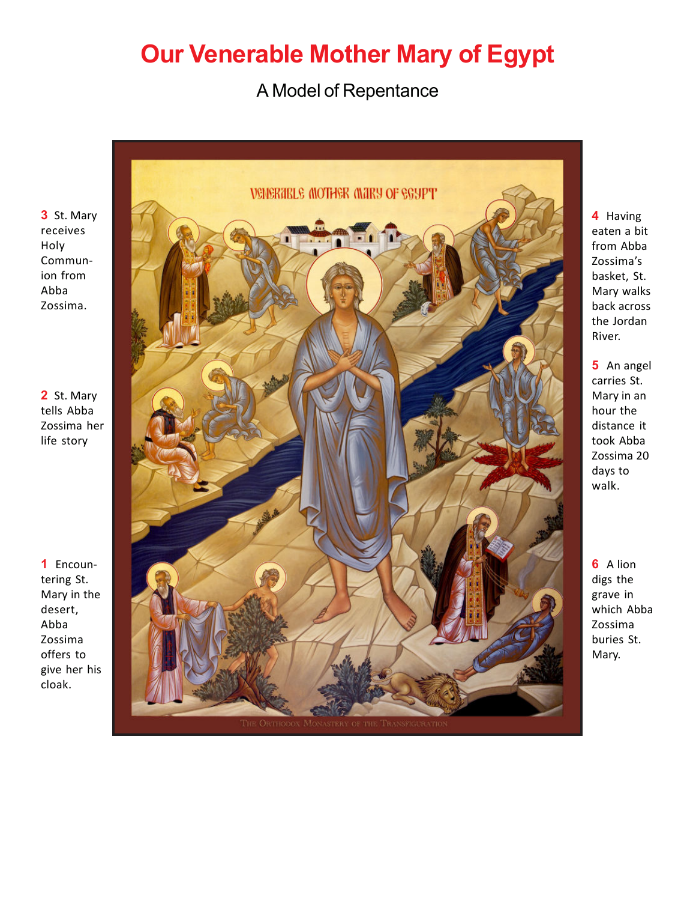# Our Venerable Mother Mary of Egypt

A Model of Repentance

**3** St. Mary receives Holy Communion from Abba Zossima.

**2** St. Mary tells Abba Zossima her life story

**1** Encountering St. Mary in the desert, Abba Zossima offers to give her his cloak.

**4** Having eaten a bit from Abba Zossima's basket, St. Mary walks back across the Jordan River.

**5** An angel carries St. Mary in an hour the distance it took Abba Zossima 20 days to walk.

**6** A lion digs the grave in which Abba Zossima buries St. Mary.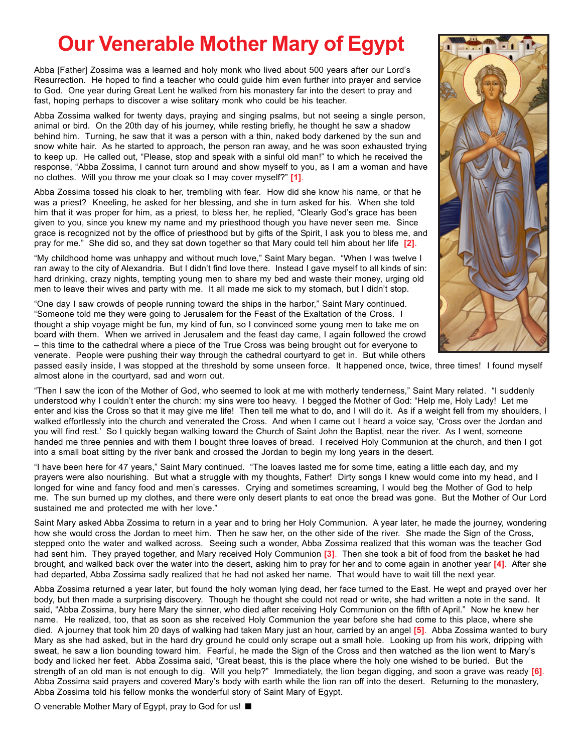# Our Venerable Mother Mary of Egypt

Abba [Father] Zossima was a learned and holy monk who lived about 500 years after our Lord's Resurrection. He hoped to find a teacher who could guide him even further into prayer and service to God. One year during Great Lent he walked from his monastery far into the desert to pray and fast, hoping perhaps to discover a wise solitary monk who could be his teacher.

Abba Zossima walked for twenty days, praying and singing psalms, but not seeing a single person, animal or bird. On the 20th day of his journey, while resting briefly, he thought he saw a shadow behind him. Turning, he saw that it was a person with a thin, naked body darkened by the sun and snow white hair. As he started to approach, the person ran away, and he was soon exhausted trying to keep up. He called out, "Please, stop and speak with a sinful old man!" to which he received the response, "Abba Zossima, I cannot turn around and show myself to you, as I am a woman and have no clothes. Will you throw me your cloak so I may cover myself?" [1].

Abba Zossima tossed his cloak to her, trembling with fear. How did she know his name, or that he was a priest? Kneeling, he asked for her blessing, and she in turn asked for his. When she told him that it was proper for him, as a priest, to bless her, he replied, "Clearly God's grace has been given to you, since you knew my name and my priesthood though you have never seen me. Since grace is recognized not by the office of priesthood but by gifts of the Spirit, I ask you to bless me, and pray for me." She did so, and they sat down together so that Mary could tell him about her life [2].

"My childhood home was unhappy and without much love," Saint Mary began. "When I was twelve I ran away to the city of Alexandria. But I didn't find love there. Instead I gave myself to all kinds of sin: hard drinking, crazy nights, tempting young men to share my bed and waste their money, urging old men to leave their wives and party with me. It all made me sick to my stomach, but I didn't stop.

"One day I saw crowds of people running toward the ships in the harbor," Saint Mary continued. "Someone told me they were going to Jerusalem for the Feast of the Exaltation of the Cross. I thought a ship voyage might be fun, my kind of fun, so I convinced some young men to take me on board with them. When we arrived in Jerusalem and the feast day came, I again followed the crowd – this time to the cathedral where a piece of the True Cross was being brought out for everyone to venerate. People were pushing their way through the cathedral courtyard to get in. But while others passed easily inside, I was stopped at the threshold by some unseen force. It happened once, twice, three times! I found myself almost alone in the courtyard, sad and worn out.

"Then I saw the icon of the Mother of God, who seemed to look at me with motherly tenderness," Saint Mary related. "I suddenly understood why I couldn't enter the church: my sins were too heavy. I begged the Mother of God: "Help me, Holy Lady! Let me enter and kiss the Cross so that it may give me life! Then tell me what to do, and I will do it. As if a weight fell from my shoulders, I walked effortlessly into the church and venerated the Cross. And when I came out I heard a voice say, 'Cross over the Jordan and you will find rest.' So I quickly began walking toward the Church of Saint John the Baptist, near the river. As I went, someone handed me three pennies and with them I bought three loaves of bread. I received Holy Communion at the church, and then I got into a small boat sitting by the river bank and crossed the Jordan to begin my long years in the desert.

"I have been here for 47 years," Saint Mary continued. "The loaves lasted me for some time, eating a little each day, and my prayers were also nourishing. But what a struggle with my thoughts, Father! Dirty songs I knew would come into my head, and I longed for wine and fancy food and men's caresses. Crying and sometimes screaming, I would beg the Mother of God to help me. The sun burned up my clothes, and there were only desert plants to eat once the bread was gone. But the Mother of Our Lord sustained me and protected me with her love."

Saint Mary asked Abba Zossima to return in a year and to bring her Holy Communion. A year later, he made the journey, wondering how she would cross the Jordan to meet him. Then he saw her, on the other side of the river. She made the Sign of the Cross, stepped onto the water and walked across. Seeing such a wonder, Abba Zossima realized that this woman was the teacher God had sent him. They prayed together, and Mary received Holy Communion [3]. Then she took a bit of food from the basket he had brought, and walked back over the water into the desert, asking him to pray for her and to come again in another year [4]. After she had departed, Abba Zossima sadly realized that he had not asked her name. That would have to wait till the next year.

Abba Zossima returned a year later, but found the holy woman lying dead, her face turned to the East. He wept and prayed over her body, but then made a surprising discovery. Though he thought she could not read or write, she had written a note in the sand. It said, "Abba Zossima, bury here Mary the sinner, who died after receiving Holy Communion on the fifth of April." Now he knew her name. He realized, too, that as soon as she received Holy Communion the year before she had come to this place, where she died. A journey that took him 20 days of walking had taken Mary just an hour, carried by an angel [5]. Abba Zossima wanted to bury Mary as she had asked, but in the hard dry ground he could only scrape out a small hole. Looking up from his work, dripping with sweat, he saw a lion bounding toward him. Fearful, he made the Sign of the Cross and then watched as the lion went to Mary's body and licked her feet. Abba Zossima said, "Great beast, this is the place where the holy one wished to be buried. But the strength of an old man is not enough to dig. Will you help?" Immediately, the lion began digging, and soon a grave was ready [6]. Abba Zossima said prayers and covered Mary's body with earth while the lion ran off into the desert. Returning to the monastery, Abba Zossima told his fellow monks the wonderful story of Saint Mary of Egypt.

O venerable Mother Mary of Egypt, pray to God for us! ■